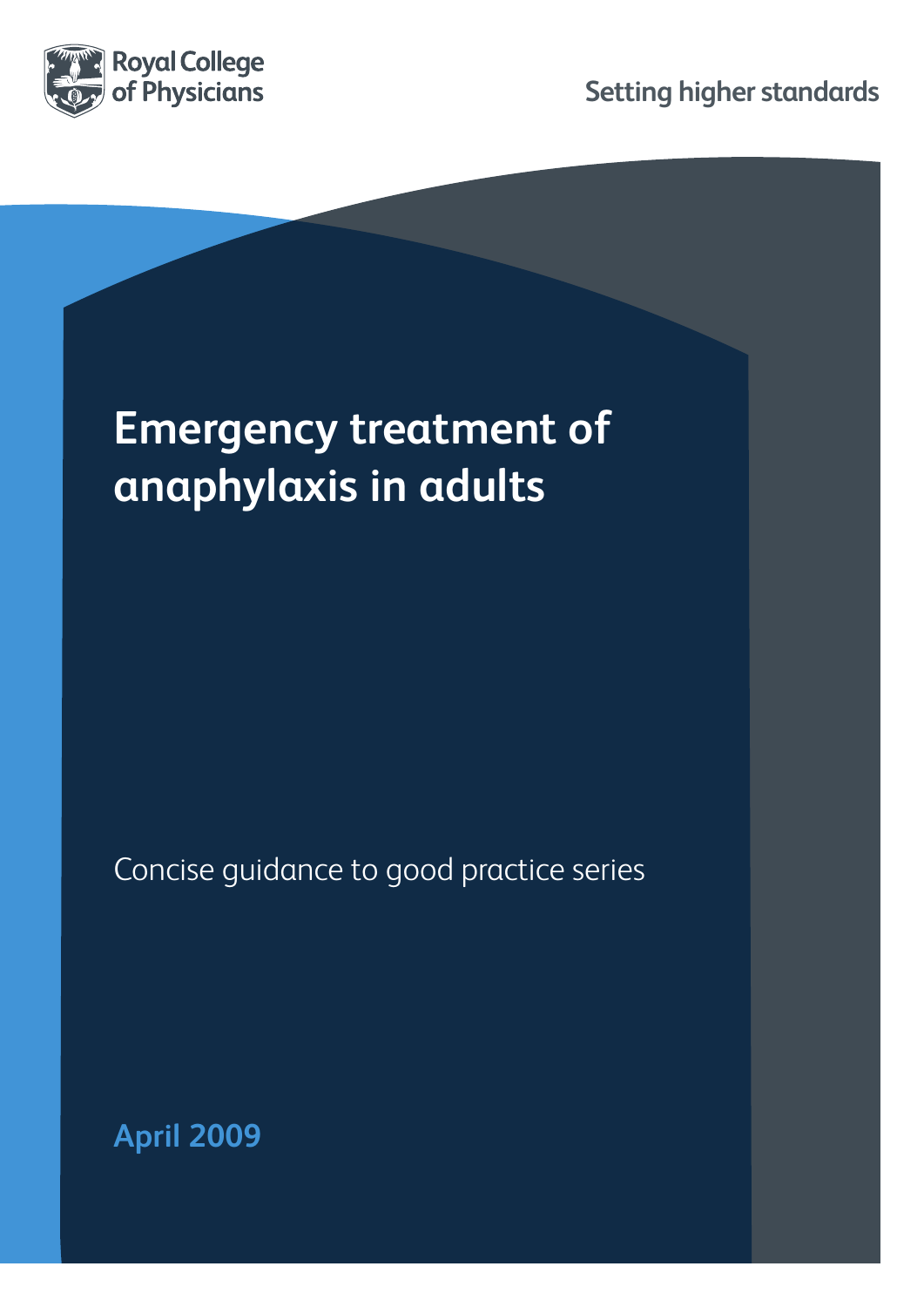Royal College of Physicians

Setting higher standards

# Emergency treatment of anaphylaxis in adults

Concise guidance to good practice series

**April 2009**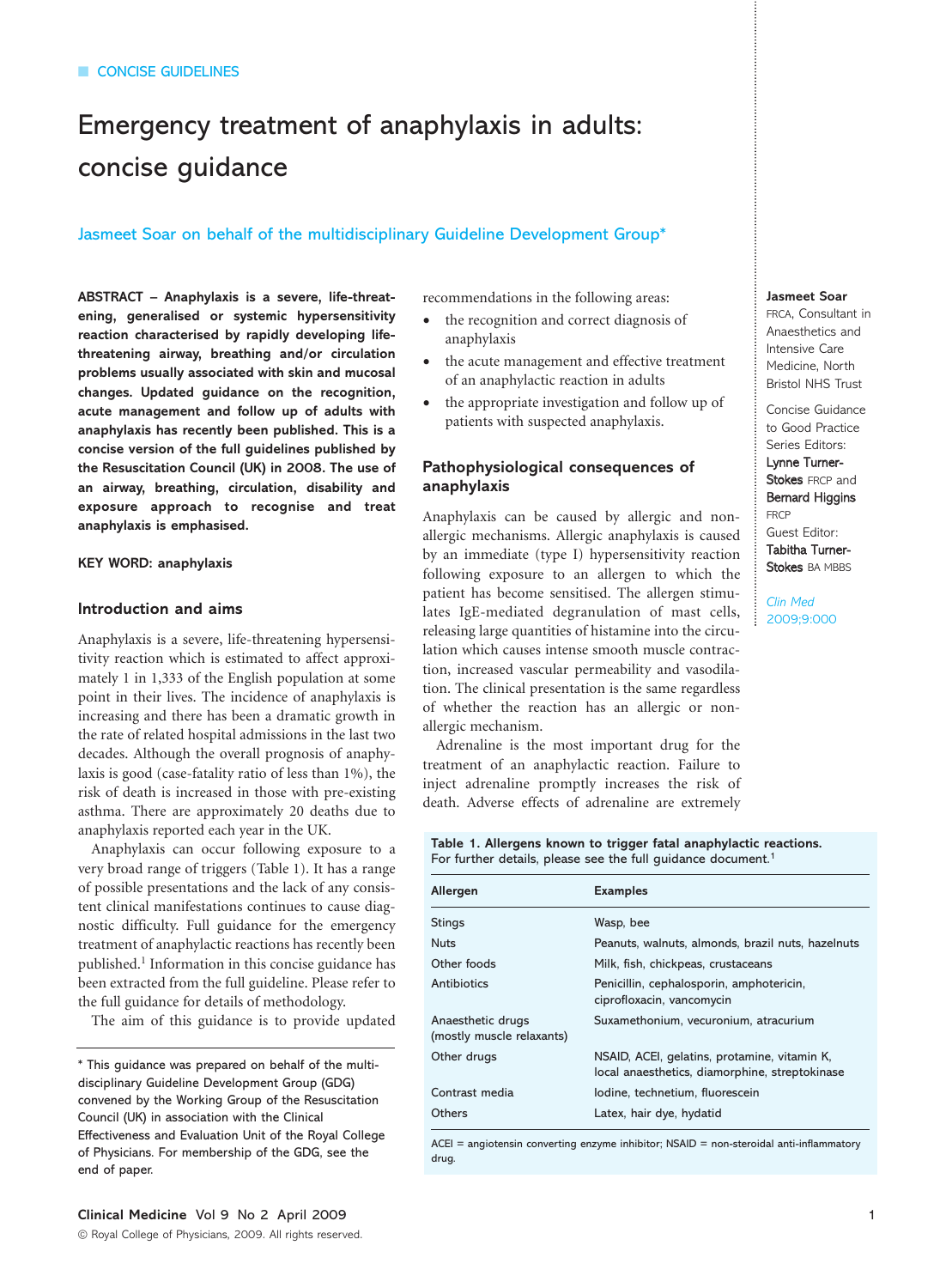CONCISE GUIDELINES

# Emergency treatment of anaphylaxis in adults: concise guidance

Jasmeet Soar on behalf of the multidisciplinary Guideline Development Group*

**Jasmeet Soar** FRCA, Consultant in Anaesthetics and Intensive Care Medicine, North Bristol NHS Trust

Concise Guidance to Good Practice Series Editors: **Lynne Turner-Stokes** FRCP and **Bernard Higgins** FRCP

Guest Editor: **Tabitha Turner-Stokes** BA MBBS

*Clin Med* 2009;9:000

**ABSTRACT – Anaphylaxis is a severe, life-threatening, generalised or systemic hypersensitivity reaction characterised by rapidly developing life-threatening airway, breathing and/or circulation problems usually associated with skin and mucosal changes. Updated guidance on the recognition, acute management and follow up of adults with anaphylaxis has recently been published. This is a concise version of the full guidelines published by the Resuscitation Council (UK) in 2008. The use of an airway, breathing, circulation, disability and exposure approach to recognise and treat anaphylaxis is emphasised.**

**KEY WORD: anaphylaxis**

## Introduction and aims

Anaphylaxis is a severe, life-threatening hypersensitivity reaction which is estimated to affect approximately 1 in 1,333 of the English population at some point in their lives. The incidence of anaphylaxis is increasing and there has been a dramatic growth in the rate of related hospital admissions in the last two decades. Although the overall prognosis of anaphylaxis is good (case-fatality ratio of less than 1%), the risk of death is increased in those with pre-existing asthma. There are approximately 20 deaths due to anaphylaxis reported each year in the UK.

Anaphylaxis can occur following exposure to a very broad range of triggers (Table 1). It has a range of possible presentations and the lack of any consistent clinical manifestations continues to cause diagnostic difficulty. Full guidance for the emergency treatment of anaphylactic reactions has recently been published.[1] Information in this concise guidance has been extracted from the full guideline. Please refer to the full guidance for details of methodology.

The aim of this guidance is to provide updated recommendations in the following areas:

- the recognition and correct diagnosis of anaphylaxis
- the acute management and effective treatment of an anaphylactic reaction in adults
- the appropriate investigation and follow up of patients with suspected anaphylaxis.

## Pathophysiological consequences of anaphylaxis

Anaphylaxis can be caused by allergic and non-allergic mechanisms. Allergic anaphylaxis is caused by an immediate (type I) hypersensitivity reaction following exposure to an allergen to which the patient has become sensitised. The allergen stimulates IgE-mediated degranulation of mast cells, releasing large quantities of histamine into the circulation which causes intense smooth muscle contraction, increased vascular permeability and vasodilation. The clinical presentation is the same regardless of whether the reaction has an allergic or non-allergic mechanism.

Adrenaline is the most important drug for the treatment of an anaphylactic reaction. Failure to inject adrenaline promptly increases the risk of death. Adverse effects of adrenaline are extremely

**Table 1. Allergens known to trigger fatal anaphylactic reactions.** For further details, please see the full guidance document.[1]

| Allergen | Examples |
|---|---|
| Stings | Wasp, bee |
| Nuts | Peanuts, walnuts, almonds, brazil nuts, hazelnuts |
| Other foods | Milk, fish, chickpeas, crustaceans |
| Antibiotics | Penicillin, cephalosporin, amphotericin, ciprofloxacin, vancomycin |
| Anaesthetic drugs (mostly muscle relaxants) | Suxamethonium, vecuronium, atracurium |
| Other drugs | NSAID, ACEI, gelatins, protamine, vitamin K, local anaesthetics, diamorphine, streptokinase |
| Contrast media | Iodine, technetium, fluorescein |
| Others | Latex, hair dye, hydatid |

ACEI = angiotensin converting enzyme inhibitor; NSAID = non-steroidal anti-inflammatory drug.

\* This guidance was prepared on behalf of the multidisciplinary Guideline Development Group (GDG) convened by the Working Group of the Resuscitation Council (UK) in association with the Clinical Effectiveness and Evaluation Unit of the Royal College of Physicians. For membership of the GDG, see the end of paper.

© Royal College of Physicians, 2009. All rights reserved.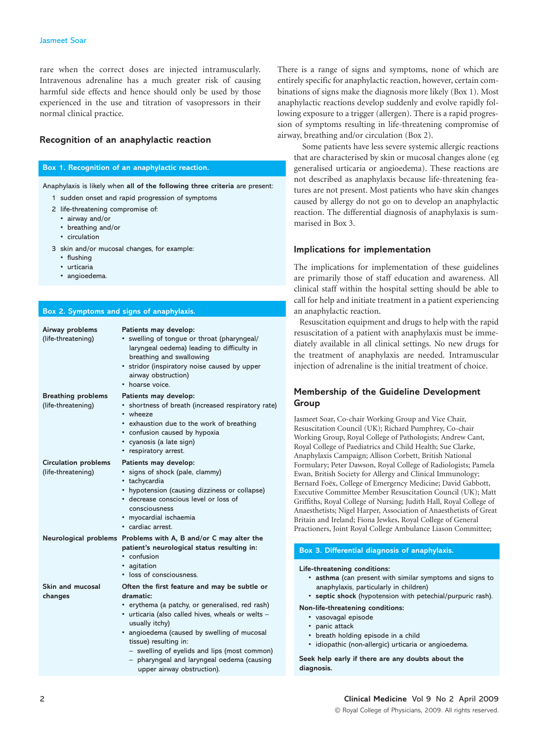rare when the correct doses are injected intramuscularly. Intravenous adrenaline has a much greater risk of causing harmful side effects and hence should only be used by those experienced in the use and titration of vasopressors in their normal clinical practice.

## Recognition of an anaphylactic reaction

**Box 1. Recognition of an anaphylactic reaction.**

Anaphylaxis is likely when **all of the following three criteria** are present:

1. sudden onset and rapid progression of symptoms
2. life-threatening compromise of:
   - airway and/or
   - breathing and/or
   - circulation
3. skin and/or mucosal changes, for example:
   - flushing
   - urticaria
   - angioedema.

**Box 2. Symptoms and signs of anaphylaxis.**

| | |
|---|---|
| **Airway problems** (life-threatening) | **Patients may develop:** • swelling of tongue or throat (pharyngeal/laryngeal oedema) leading to difficulty in breathing and swallowing • stridor (inspiratory noise caused by upper airway obstruction) • hoarse voice. |
| **Breathing problems** (life-threatening) | **Patients may develop:** • shortness of breath (increased respiratory rate) • wheeze • exhaustion due to the work of breathing • confusion caused by hypoxia • cyanosis (a late sign) • respiratory arrest. |
| **Circulation problems** (life-threatening) | **Patients may develop:** • signs of shock (pale, clammy) • tachycardia • hypotension (causing dizziness or collapse) • decrease conscious level or loss of consciousness • myocardial ischaemia • cardiac arrest. |
| **Neurological problems** | **Problems with A, B and/or C may alter the patient's neurological status resulting in:** • confusion • agitation • loss of consciousness. |
| **Skin and mucosal changes** | **Often the first feature and may be subtle or dramatic:** • erythema (a patchy, or generalised, red rash) • urticaria (also called hives, wheals or welts – usually itchy) • angioedema (caused by swelling of mucosal tissue) resulting in: – swelling of eyelids and lips (most common) – pharyngeal and laryngeal oedema (causing upper airway obstruction). |

There is a range of signs and symptoms, none of which are entirely specific for anaphylactic reaction, however, certain combinations of signs make the diagnosis more likely (Box 1). Most anaphylactic reactions develop suddenly and evolve rapidly following exposure to a trigger (allergen). There is a rapid progression of symptoms resulting in life-threatening compromise of airway, breathing and/or circulation (Box 2).

Some patients have less severe systemic allergic reactions that are characterised by skin or mucosal changes alone (eg generalised urticaria or angioedema). These reactions are not described as anaphylaxis because life-threatening features are not present. Most patients who have skin changes caused by allergy do not go on to develop an anaphylactic reaction. The differential diagnosis of anaphylaxis is summarised in Box 3.

## Implications for implementation

The implications for implementation of these guidelines are primarily those of staff education and awareness. All clinical staff within the hospital setting should be able to call for help and initiate treatment in a patient experiencing an anaphylactic reaction.

Resuscitation equipment and drugs to help with the rapid resuscitation of a patient with anaphylaxis must be immediately available in all clinical settings. No new drugs for the treatment of anaphylaxis are needed. Intramuscular injection of adrenaline is the initial treatment of choice.

## Membership of the Guideline Development Group

Jasmeet Soar, Co-chair Working Group and Vice Chair, Resuscitation Council (UK); Richard Pumphrey, Co-chair Working Group, Royal College of Pathologists; Andrew Cant, Royal College of Paediatrics and Child Health; Sue Clarke, Anaphylaxis Campaign; Allison Corbett, British National Formulary; Peter Dawson, Royal College of Radiologists; Pamela Ewan, British Society for Allergy and Clinical Immunology; Bernard Foëx, College of Emergency Medicine; David Gabbott, Executive Committee Member Resuscitation Council (UK); Matt Griffiths, Royal College of Nursing; Judith Hall, Royal College of Anaesthetists; Nigel Harper, Association of Anaesthetists of Great Britain and Ireland; Fiona Jewkes, Royal College of General Practioners, Joint Royal College Ambulance Liason Committee;

**Box 3. Differential diagnosis of anaphylaxis.**

**Life-threatening conditions:**

- **asthma** (can present with similar symptoms and signs to anaphylaxis, particularly in children)
- **septic shock** (hypotension with petechial/purpuric rash).

**Non-life-threatening conditions:**

- vasovagal episode
- panic attack
- breath holding episode in a child
- idiopathic (non-allergic) urticaria or angioedema.

**Seek help early if there are any doubts about the diagnosis.**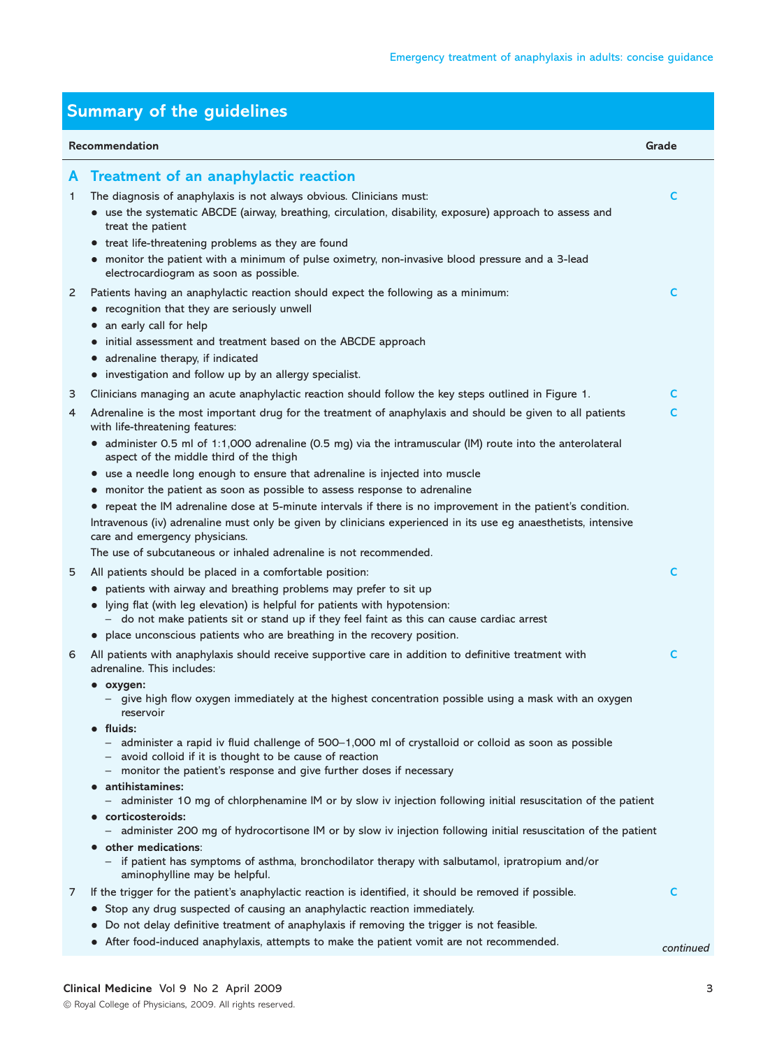## Summary of the guidelines

| Recommendation | Grade |
|---|---|

### A Treatment of an anaphylactic reaction

1 The diagnosis of anaphylaxis is not always obvious. Clinicians must: **C**

- use the systematic ABCDE (airway, breathing, circulation, disability, exposure) approach to assess and treat the patient
- treat life-threatening problems as they are found
- monitor the patient with a minimum of pulse oximetry, non-invasive blood pressure and a 3-lead electrocardiogram as soon as possible.

2 Patients having an anaphylactic reaction should expect the following as a minimum: **C**

- recognition that they are seriously unwell
- an early call for help
- initial assessment and treatment based on the ABCDE approach
- adrenaline therapy, if indicated
- investigation and follow up by an allergy specialist.

3 Clinicians managing an acute anaphylactic reaction should follow the key steps outlined in Figure 1. **C**

4 Adrenaline is the most important drug for the treatment of anaphylaxis and should be given to all patients with life-threatening features: **C**

- administer 0.5 ml of 1:1,000 adrenaline (0.5 mg) via the intramuscular (IM) route into the anterolateral aspect of the middle third of the thigh
- use a needle long enough to ensure that adrenaline is injected into muscle
- monitor the patient as soon as possible to assess response to adrenaline
- repeat the IM adrenaline dose at 5-minute intervals if there is no improvement in the patient's condition.

Intravenous (iv) adrenaline must only be given by clinicians experienced in its use eg anaesthetists, intensive care and emergency physicians.

The use of subcutaneous or inhaled adrenaline is not recommended.

5 All patients should be placed in a comfortable position: **C**

- patients with airway and breathing problems may prefer to sit up
- lying flat (with leg elevation) is helpful for patients with hypotension:
  - do not make patients sit or stand up if they feel faint as this can cause cardiac arrest
- place unconscious patients who are breathing in the recovery position.

6 All patients with anaphylaxis should receive supportive care in addition to definitive treatment with adrenaline. This includes: **C**

- **oxygen:**
  - give high flow oxygen immediately at the highest concentration possible using a mask with an oxygen reservoir
- **fluids:**
  - administer a rapid iv fluid challenge of 500–1,000 ml of crystalloid or colloid as soon as possible
  - avoid colloid if it is thought to be cause of reaction
  - monitor the patient's response and give further doses if necessary
- **antihistamines:**
  - administer 10 mg of chlorphenamine IM or by slow iv injection following initial resuscitation of the patient
- **corticosteroids:**
  - administer 200 mg of hydrocortisone IM or by slow iv injection following initial resuscitation of the patient
- **other medications**:
  - if patient has symptoms of asthma, bronchodilator therapy with salbutamol, ipratropium and/or aminophylline may be helpful.

7 If the trigger for the patient's anaphylactic reaction is identified, it should be removed if possible. **C**

- Stop any drug suspected of causing an anaphylactic reaction immediately.
- Do not delay definitive treatment of anaphylaxis if removing the trigger is not feasible.
- After food-induced anaphylaxis, attempts to make the patient vomit are not recommended.

*continued*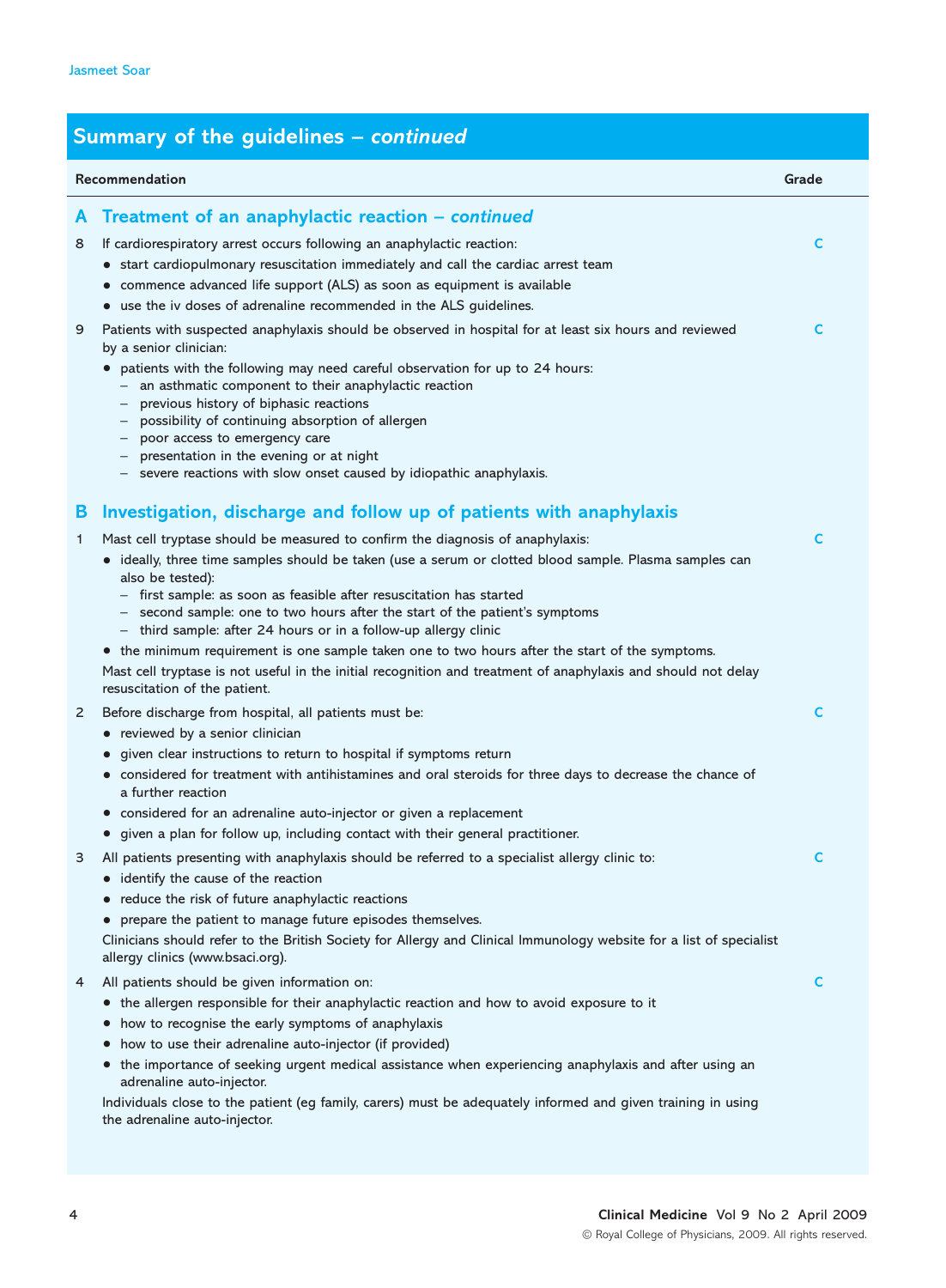## Summary of the guidelines – *continued*

**Recommendation** | **Grade**

### A Treatment of an anaphylactic reaction – *continued*

8 If cardiorespiratory arrest occurs following an anaphylactic reaction: **C**

- start cardiopulmonary resuscitation immediately and call the cardiac arrest team
- commence advanced life support (ALS) as soon as equipment is available
- use the iv doses of adrenaline recommended in the ALS guidelines.

9 Patients with suspected anaphylaxis should be observed in hospital for at least six hours and reviewed by a senior clinician: **C**

- patients with the following may need careful observation for up to 24 hours:
  - an asthmatic component to their anaphylactic reaction
  - previous history of biphasic reactions
  - possibility of continuing absorption of allergen
  - poor access to emergency care
  - presentation in the evening or at night
  - severe reactions with slow onset caused by idiopathic anaphylaxis.

### B Investigation, discharge and follow up of patients with anaphylaxis

1 Mast cell tryptase should be measured to confirm the diagnosis of anaphylaxis: **C**

- ideally, three time samples should be taken (use a serum or clotted blood sample. Plasma samples can also be tested):
  - first sample: as soon as feasible after resuscitation has started
  - second sample: one to two hours after the start of the patient's symptoms
  - third sample: after 24 hours or in a follow-up allergy clinic
- the minimum requirement is one sample taken one to two hours after the start of the symptoms.

Mast cell tryptase is not useful in the initial recognition and treatment of anaphylaxis and should not delay resuscitation of the patient.

2 Before discharge from hospital, all patients must be: **C**

- reviewed by a senior clinician
- given clear instructions to return to hospital if symptoms return
- considered for treatment with antihistamines and oral steroids for three days to decrease the chance of a further reaction
- considered for an adrenaline auto-injector or given a replacement
- given a plan for follow up, including contact with their general practitioner.

3 All patients presenting with anaphylaxis should be referred to a specialist allergy clinic to: **C**

- identify the cause of the reaction
- reduce the risk of future anaphylactic reactions
- prepare the patient to manage future episodes themselves.

Clinicians should refer to the British Society for Allergy and Clinical Immunology website for a list of specialist allergy clinics (www.bsaci.org).

4 All patients should be given information on: **C**

- the allergen responsible for their anaphylactic reaction and how to avoid exposure to it
- how to recognise the early symptoms of anaphylaxis
- how to use their adrenaline auto-injector (if provided)
- the importance of seeking urgent medical assistance when experiencing anaphylaxis and after using an adrenaline auto-injector.

Individuals close to the patient (eg family, carers) must be adequately informed and given training in using the adrenaline auto-injector.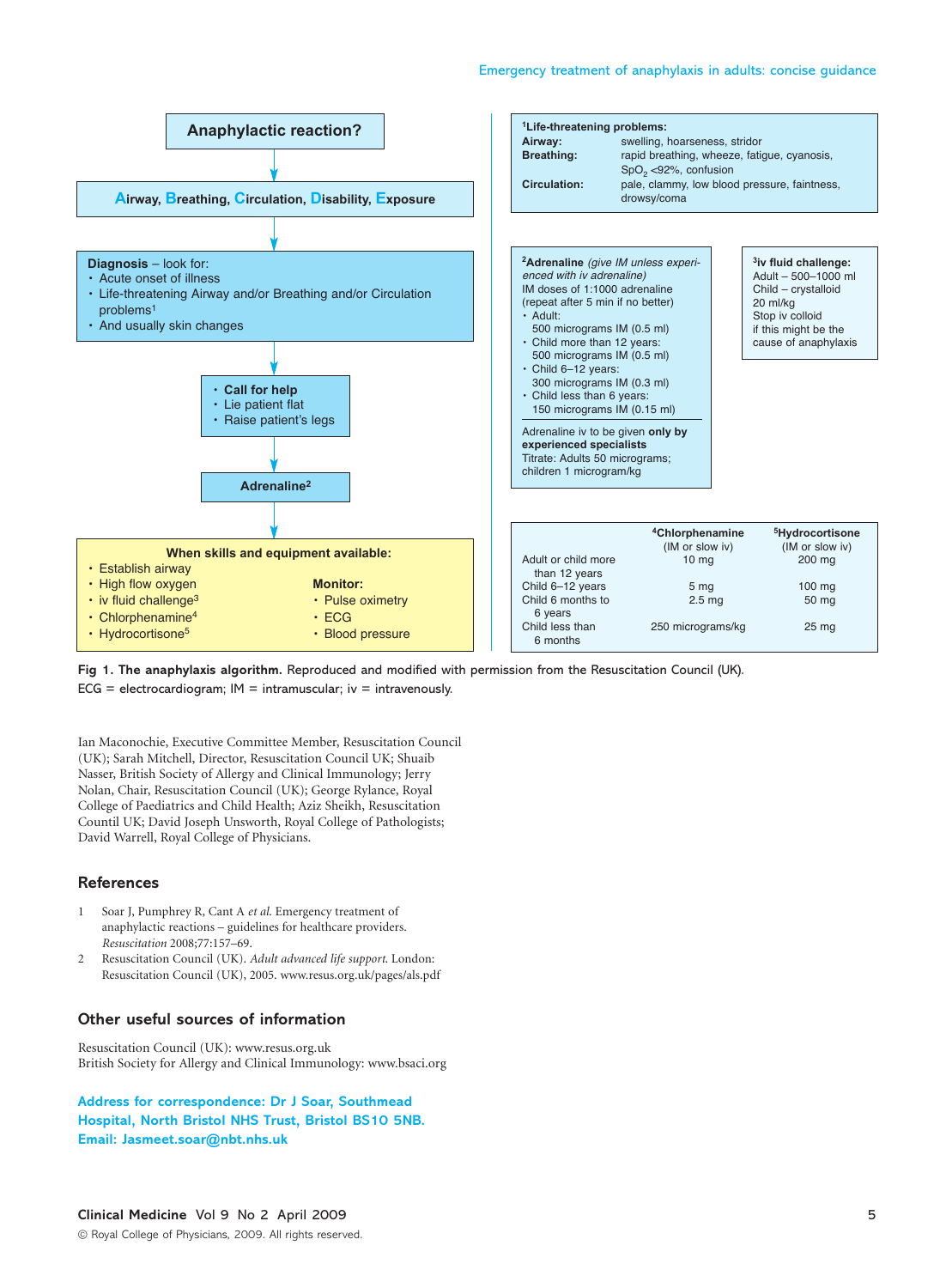**Anaphylactic reaction?**

**Airway, Breathing, Circulation, Disability, Exposure**

**Diagnosis** – look for:
- Acute onset of illness
- Life-threatening Airway and/or Breathing and/or Circulation problems[1]
- And usually skin changes

- **Call for help**
- Lie patient flat
- Raise patient's legs

**Adrenaline[2]**

**When skills and equipment available:**
- Establish airway
- High flow oxygen
- iv fluid challenge[3]
- Chlorphenamine[4]
- Hydrocortisone[5]

**Monitor:**
- Pulse oximetry
- ECG
- Blood pressure

**[1]Life-threatening problems:**

**Airway:** swelling, hoarseness, stridor
**Breathing:** rapid breathing, wheeze, fatigue, cyanosis, $SpO_2$ <92%, confusion
**Circulation:** pale, clammy, low blood pressure, faintness, drowsy/coma

**[2]Adrenaline** *(give IM unless experienced with iv adrenaline)*
IM doses of 1:1000 adrenaline (repeat after 5 min if no better)
- Adult: 500 micrograms IM (0.5 ml)
- Child more than 12 years: 500 micrograms IM (0.5 ml)
- Child 6–12 years: 300 micrograms IM (0.3 ml)
- Child less than 6 years: 150 micrograms IM (0.15 ml)

Adrenaline iv to be given **only by experienced specialists**
Titrate: Adults 50 micrograms; children 1 microgram/kg

**[3]iv fluid challenge:**
Adult – 500–1000 ml
Child – crystalloid 20 ml/kg
Stop iv colloid if this might be the cause of anaphylaxis

| | [4]Chlorphenamine (IM or slow iv) | [5]Hydrocortisone (IM or slow iv) |
|---|---|---|
| Adult or child more than 12 years | 10 mg | 200 mg |
| Child 6–12 years | 5 mg | 100 mg |
| Child 6 months to 6 years | 2.5 mg | 50 mg |
| Child less than 6 months | 250 micrograms/kg | 25 mg |

**Fig 1. The anaphylaxis algorithm.** Reproduced and modified with permission from the Resuscitation Council (UK). ECG = electrocardiogram; IM = intramuscular; iv = intravenously.

Ian Maconochie, Executive Committee Member, Resuscitation Council (UK); Sarah Mitchell, Director, Resuscitation Council UK; Shuaib Nasser, British Society of Allergy and Clinical Immunology; Jerry Nolan, Chair, Resuscitation Council (UK); George Rylance, Royal College of Paediatrics and Child Health; Aziz Sheikh, Resuscitation Countil UK; David Joseph Unsworth, Royal College of Pathologists; David Warrell, Royal College of Physicians.

## References

1. Soar J, Pumphrey R, Cant A *et al*. Emergency treatment of anaphylactic reactions – guidelines for healthcare providers. *Resuscitation* 2008;77:157–69.
2. Resuscitation Council (UK). *Adult advanced life support*. London: Resuscitation Council (UK), 2005. www.resus.org.uk/pages/als.pdf

## Other useful sources of information

Resuscitation Council (UK): www.resus.org.uk
British Society for Allergy and Clinical Immunology: www.bsaci.org

**Address for correspondence: Dr J Soar, Southmead Hospital, North Bristol NHS Trust, Bristol BS10 5NB. Email: Jasmeet.soar@nbt.nhs.uk**